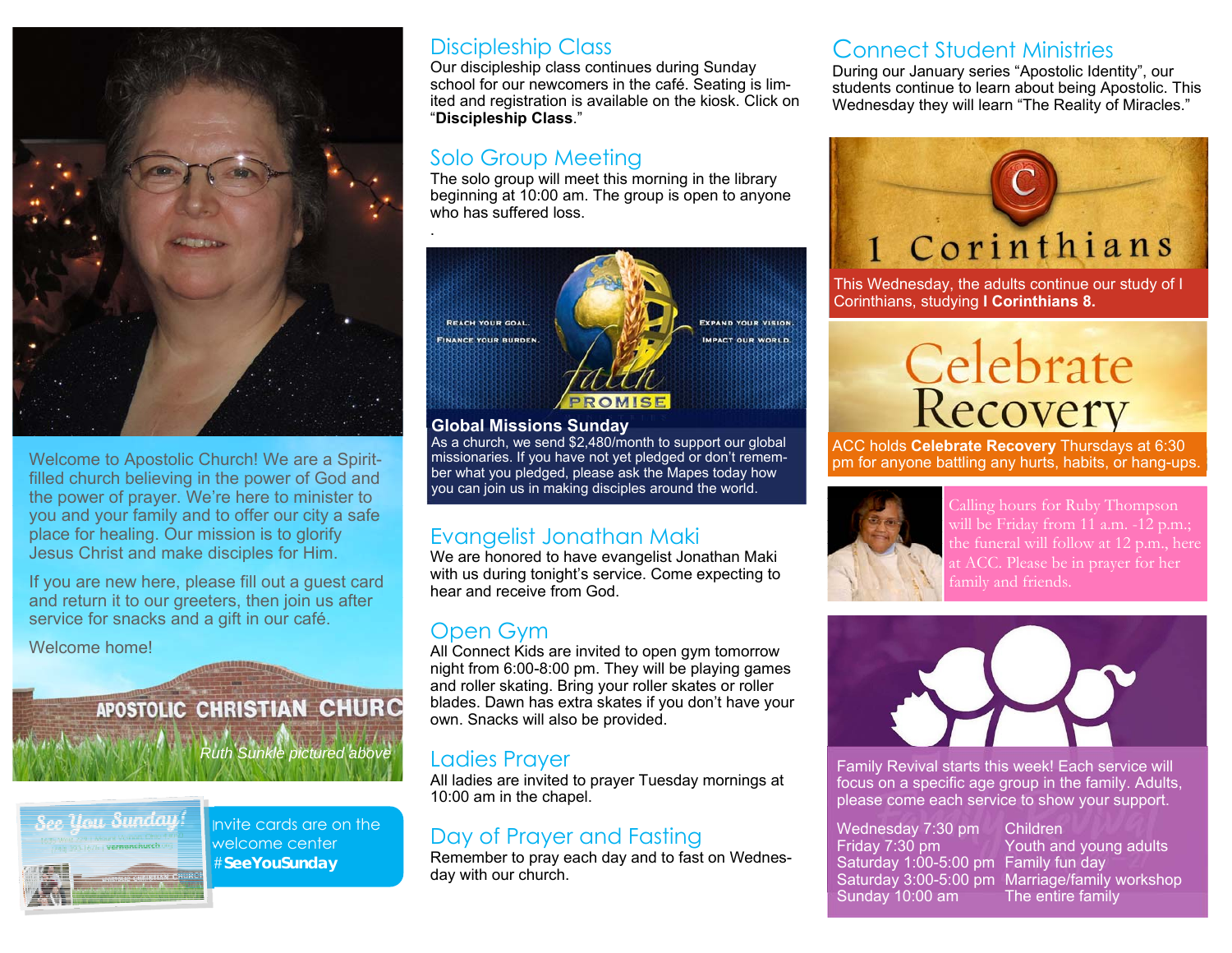Welcome to Apostolic Church! We are a Spirit-filled church believing in the power of God and the power of prayer. We're here to minister to you and your family and to offer our city a safe place for healing. Our mission is to glorify Jesus Christ and make disciples for Him.

If you are new here, please fill out a guest card and return it to our greeters, then join us after service for snacks and a gift in our café.

Welcome home!

*Ruth Sunkle pictured above*

Invite cards are on the welcome center **#SeeYouSunday**

## Discipleship Class

Our discipleship class continues during Sunday school for our newcomers in the café. Seating is limited and registration is available on the kiosk. Click on "**Discipleship Class**."

## Solo Group Meeting

The solo group will meet this morning in the library beginning at 10:00 am. The group is open to anyone who has suffered loss.

### Global Missions Sunday

As a church, we send $2,480/month to support our global missionaries. If you have not yet pledged or don't remember what you pledged, please ask the Mapes today how you can join us in making disciples around the world.

## Evangelist Jonathan Maki

We are honored to have evangelist Jonathan Maki with us during tonight's service. Come expecting to hear and receive from God.

## Open Gym

All Connect Kids are invited to open gym tomorrow night from 6:00-8:00 pm. They will be playing games and roller skating. Bring your roller skates or roller blades. Dawn has extra skates if you don't have your own. Snacks will also be provided.

## Ladies Prayer

All ladies are invited to prayer Tuesday mornings at 10:00 am in the chapel.

## Day of Prayer and Fasting

Remember to pray each day and to fast on Wednesday with our church.

## Connect Student Ministries

During our January series "Apostolic Identity", our students continue to learn about being Apostolic. This Wednesday they will learn "The Reality of Miracles."

This Wednesday, the adults continue our study of I Corinthians, studying **I Corinthians 8.**

ACC holds **Celebrate Recovery** Thursdays at 6:30 pm for anyone battling any hurts, habits, or hang-ups.

Calling hours for Ruby Thompson will be Friday from 11 a.m. -12 p.m.; the funeral will follow at 12 p.m., here at ACC. Please be in prayer for her family and friends.

Family Revival starts this week! Each service will focus on a specific age group in the family. Adults, please come each service to show your support.

| | |
|---|---|
| Wednesday 7:30 pm | Children |
| Friday 7:30 pm | Youth and young adults |
| Saturday 1:00-5:00 pm | Family fun day |
| Saturday 3:00-5:00 pm | Marriage/family workshop |
| Sunday 10:00 am | The entire family |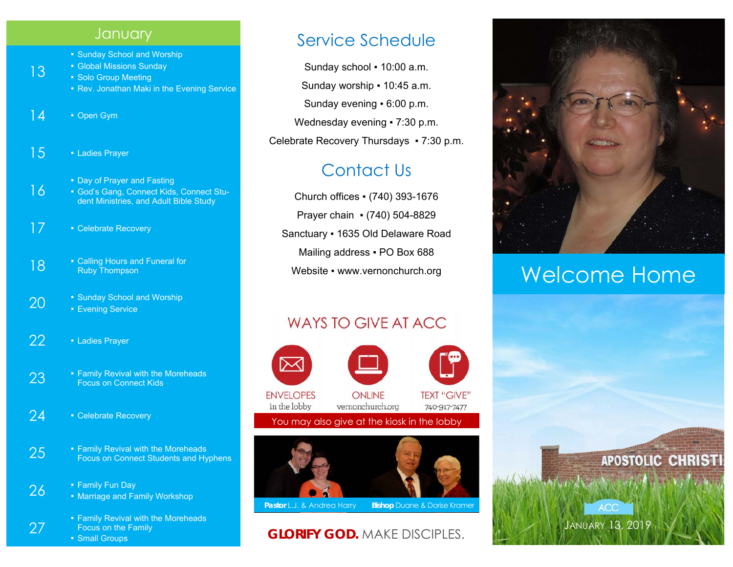## January

| | |
|---|---|
| 13 | ▪ Sunday School and Worship<br>▪ Global Missions Sunday<br>▪ Solo Group Meeting<br>▪ Rev. Jonathan Maki in the Evening Service |
| 14 | ▪ Open Gym |
| 15 | ▪ Ladies Prayer |
| 16 | ▪ Day of Prayer and Fasting<br>▪ God's Gang, Connect Kids, Connect Student Ministries, and Adult Bible Study |
| 17 | ▪ Celebrate Recovery |
| 18 | ▪ Calling Hours and Funeral for Ruby Thompson |
| 20 | ▪ Sunday School and Worship<br>▪ Evening Service |
| 22 | ▪ Ladies Prayer |
| 23 | ▪ Family Revival with the Moreheads Focus on Connect Kids |
| 24 | ▪ Celebrate Recovery |
| 25 | ▪ Family Revival with the Moreheads Focus on Connect Students and Hyphens |
| 26 | ▪ Family Fun Day<br>▪ Marriage and Family Workshop |
| 27 | ▪ Family Revival with the Moreheads Focus on the Family<br>▪ Small Groups |

## Service Schedule

Sunday school ▪ 10:00 a.m.

Sunday worship ▪ 10:45 a.m.

Sunday evening ▪ 6:00 p.m.

Wednesday evening ▪ 7:30 p.m.

Celebrate Recovery Thursdays ▪ 7:30 p.m.

## Contact Us

Church offices ▪ (740) 393-1676

Prayer chain ▪ (740) 504-8829

Sanctuary ▪ 1635 Old Delaware Road

Mailing address ▪ PO Box 688

Website ▪ www.vernonchurch.org

### WAYS TO GIVE AT ACC

ENVELOPES in the lobby

ONLINE vernonchurch.org

TEXT "GIVE" 740-917-7477

You may also give at the kiosk in the lobby

**Pastor** L.J. & Andrea Harry   **Bishop** Duane & Dorise Kramer

**GLORIFY GOD.** MAKE DISCIPLES.

# Welcome Home

APOSTOLIC CHRISTI

ACC

JANUARY 13, 2019